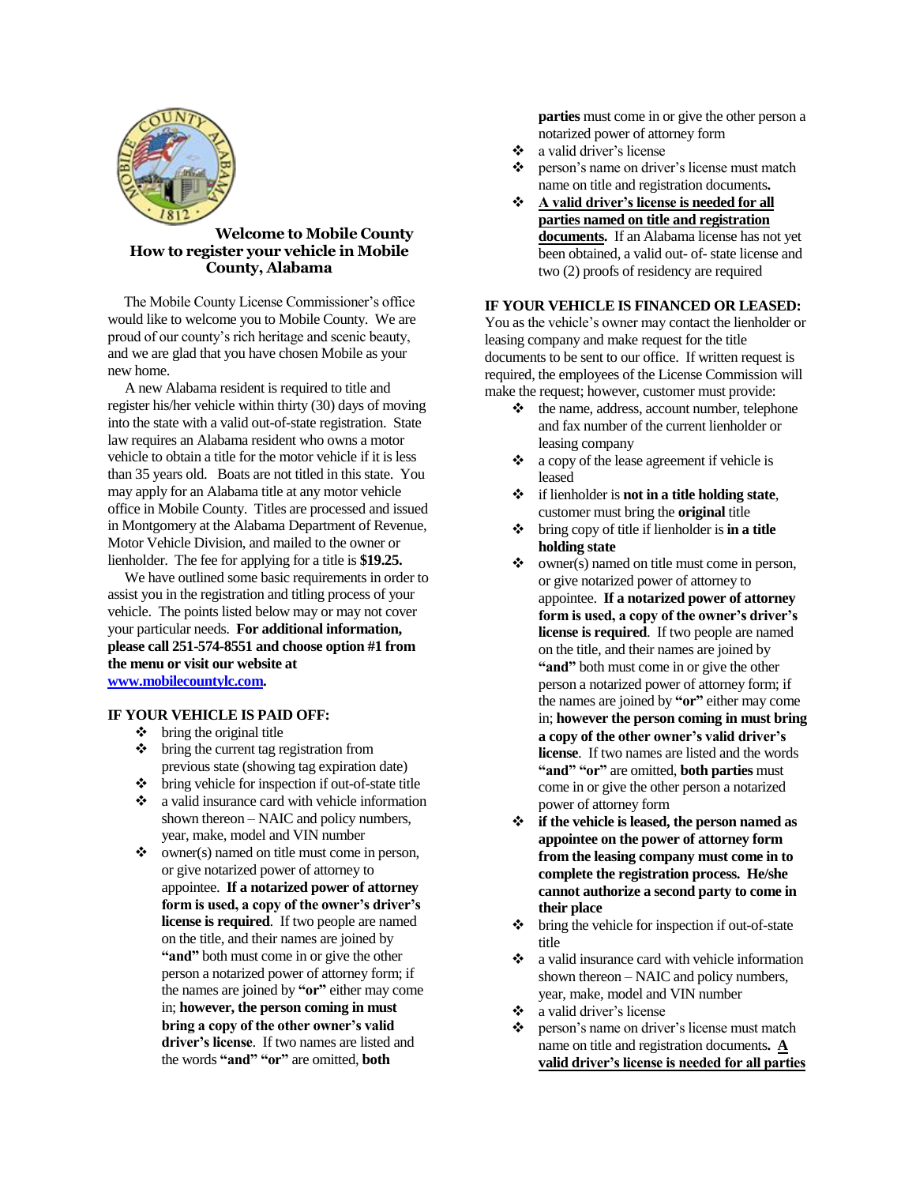## Welcome to Mobile County
## How to register your vehicle in Mobile County, Alabama

The Mobile County License Commissioner's office would like to welcome you to Mobile County. We are proud of our county's rich heritage and scenic beauty, and we are glad that you have chosen Mobile as your new home.

A new Alabama resident is required to title and register his/her vehicle within thirty (30) days of moving into the state with a valid out-of-state registration. State law requires an Alabama resident who owns a motor vehicle to obtain a title for the motor vehicle if it is less than 35 years old. Boats are not titled in this state. You may apply for an Alabama title at any motor vehicle office in Mobile County. Titles are processed and issued in Montgomery at the Alabama Department of Revenue, Motor Vehicle Division, and mailed to the owner or lienholder. The fee for applying for a title is **$19.25.**

We have outlined some basic requirements in order to assist you in the registration and titling process of your vehicle. The points listed below may or may not cover your particular needs. **For additional information, please call 251-574-8551 and choose option #1 from the menu or visit our website at [www.mobilecountylc.com](http://www.mobilecountylc.com).**

### IF YOUR VEHICLE IS PAID OFF:

- bring the original title
- bring the current tag registration from previous state (showing tag expiration date)
- bring vehicle for inspection if out-of-state title
- a valid insurance card with vehicle information shown thereon – NAIC and policy numbers, year, make, model and VIN number
- owner(s) named on title must come in person, or give notarized power of attorney to appointee. **If a notarized power of attorney form is used, a copy of the owner's driver's license is required**. If two people are named on the title, and their names are joined by **"and"** both must come in or give the other person a notarized power of attorney form; if the names are joined by **"or"** either may come in; **however, the person coming in must bring a copy of the other owner's valid driver's license**. If two names are listed and the words **"and" "or"** are omitted, **both parties** must come in or give the other person a notarized power of attorney form
- a valid driver's license
- person's name on driver's license must match name on title and registration documents**.**
- **A valid driver's license is needed for all parties named on title and registration documents.** If an Alabama license has not yet been obtained, a valid out- of- state license and two (2) proofs of residency are required

### IF YOUR VEHICLE IS FINANCED OR LEASED:

You as the vehicle's owner may contact the lienholder or leasing company and make request for the title documents to be sent to our office. If written request is required, the employees of the License Commission will make the request; however, customer must provide:

- the name, address, account number, telephone and fax number of the current lienholder or leasing company
- a copy of the lease agreement if vehicle is leased
- if lienholder is **not in a title holding state**, customer must bring the **original** title
- bring copy of title if lienholder is **in a title holding state**
- owner(s) named on title must come in person, or give notarized power of attorney to appointee. **If a notarized power of attorney form is used, a copy of the owner's driver's license is required**. If two people are named on the title, and their names are joined by **"and"** both must come in or give the other person a notarized power of attorney form; if the names are joined by **"or"** either may come in; **however the person coming in must bring a copy of the other owner's valid driver's license**. If two names are listed and the words **"and" "or"** are omitted, **both parties** must come in or give the other person a notarized power of attorney form
- **if the vehicle is leased, the person named as appointee on the power of attorney form from the leasing company must come in to complete the registration process. He/she cannot authorize a second party to come in their place**
- bring the vehicle for inspection if out-of-state title
- a valid insurance card with vehicle information shown thereon – NAIC and policy numbers, year, make, model and VIN number
- a valid driver's license
- person's name on driver's license must match name on title and registration documents**. A valid driver's license is needed for all parties**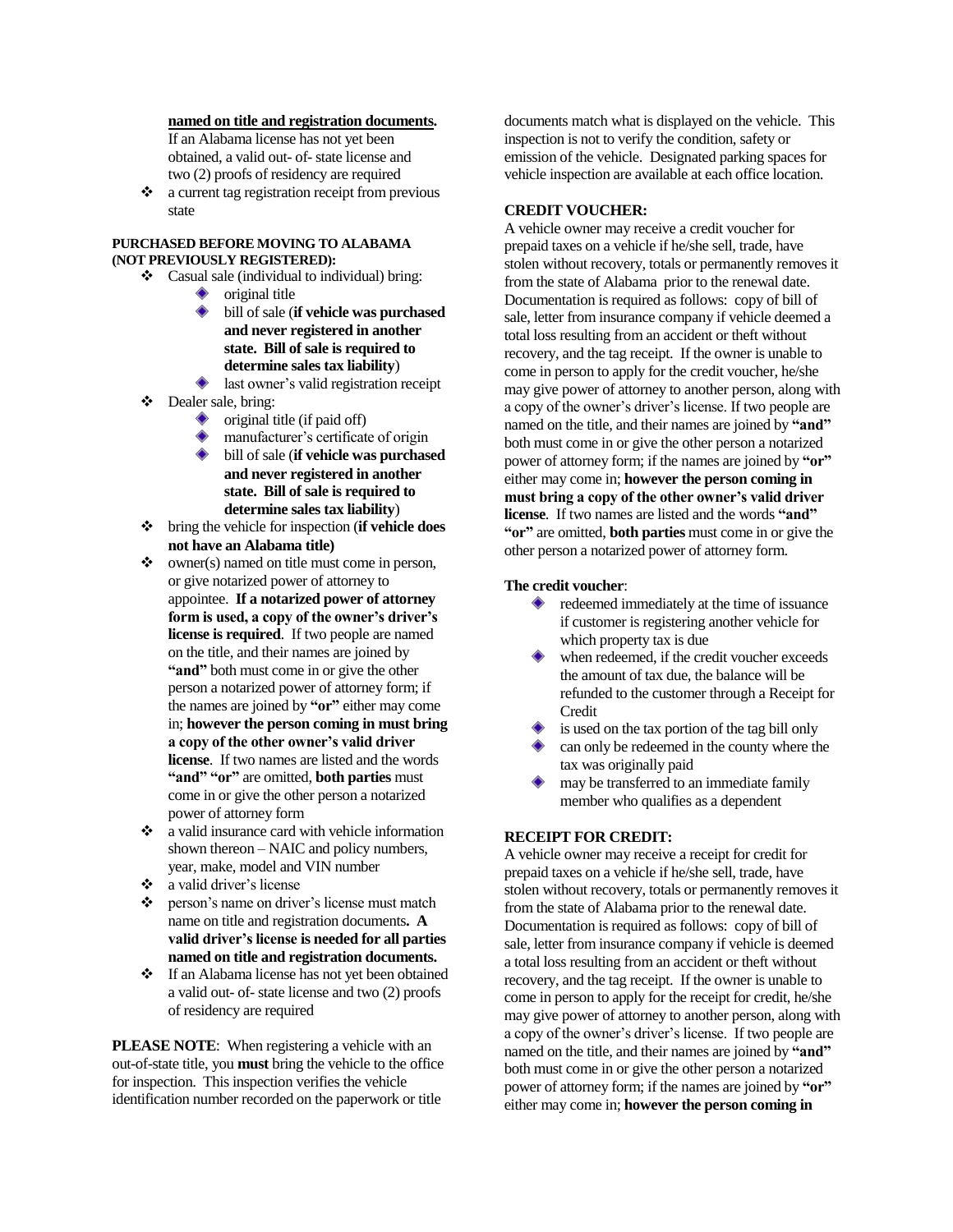**named on title and registration documents.** If an Alabama license has not yet been obtained, a valid out- of- state license and two (2) proofs of residency are required

- a current tag registration receipt from previous state

**PURCHASED BEFORE MOVING TO ALABAMA (NOT PREVIOUSLY REGISTERED):**

- Casual sale (individual to individual) bring:
  - original title
  - bill of sale (**if vehicle was purchased and never registered in another state. Bill of sale is required to determine sales tax liability**)
  - last owner's valid registration receipt
- Dealer sale, bring:
  - original title (if paid off)
  - manufacturer's certificate of origin
  - bill of sale (**if vehicle was purchased and never registered in another state. Bill of sale is required to determine sales tax liability**)
- bring the vehicle for inspection (**if vehicle does not have an Alabama title)**
- owner(s) named on title must come in person, or give notarized power of attorney to appointee. **If a notarized power of attorney form is used, a copy of the owner's driver's license is required**. If two people are named on the title, and their names are joined by **"and"** both must come in or give the other person a notarized power of attorney form; if the names are joined by **"or"** either may come in; **however the person coming in must bring a copy of the other owner's valid driver license**. If two names are listed and the words **"and" "or"** are omitted, **both parties** must come in or give the other person a notarized power of attorney form
- a valid insurance card with vehicle information shown thereon – NAIC and policy numbers, year, make, model and VIN number
- a valid driver's license
- person's name on driver's license must match name on title and registration documents**. A valid driver's license is needed for all parties named on title and registration documents.**
- If an Alabama license has not yet been obtained a valid out- of- state license and two (2) proofs of residency are required

**PLEASE NOTE**: When registering a vehicle with an out-of-state title, you **must** bring the vehicle to the office for inspection. This inspection verifies the vehicle identification number recorded on the paperwork or title documents match what is displayed on the vehicle. This inspection is not to verify the condition, safety or emission of the vehicle. Designated parking spaces for vehicle inspection are available at each office location.

**CREDIT VOUCHER:**

A vehicle owner may receive a credit voucher for prepaid taxes on a vehicle if he/she sell, trade, have stolen without recovery, totals or permanently removes it from the state of Alabama prior to the renewal date. Documentation is required as follows: copy of bill of sale, letter from insurance company if vehicle deemed a total loss resulting from an accident or theft without recovery, and the tag receipt. If the owner is unable to come in person to apply for the credit voucher, he/she may give power of attorney to another person, along with a copy of the owner's driver's license. If two people are named on the title, and their names are joined by **"and"** both must come in or give the other person a notarized power of attorney form; if the names are joined by **"or"** either may come in; **however the person coming in must bring a copy of the other owner's valid driver license**. If two names are listed and the words **"and" "or"** are omitted, **both parties** must come in or give the other person a notarized power of attorney form.

**The credit voucher**:

- redeemed immediately at the time of issuance if customer is registering another vehicle for which property tax is due
- when redeemed, if the credit voucher exceeds the amount of tax due, the balance will be refunded to the customer through a Receipt for Credit
- is used on the tax portion of the tag bill only
- can only be redeemed in the county where the tax was originally paid
- may be transferred to an immediate family member who qualifies as a dependent

**RECEIPT FOR CREDIT:**

A vehicle owner may receive a receipt for credit for prepaid taxes on a vehicle if he/she sell, trade, have stolen without recovery, totals or permanently removes it from the state of Alabama prior to the renewal date. Documentation is required as follows: copy of bill of sale, letter from insurance company if vehicle is deemed a total loss resulting from an accident or theft without recovery, and the tag receipt. If the owner is unable to come in person to apply for the receipt for credit, he/she may give power of attorney to another person, along with a copy of the owner's driver's license. If two people are named on the title, and their names are joined by **"and"** both must come in or give the other person a notarized power of attorney form; if the names are joined by **"or"** either may come in; **however the person coming in**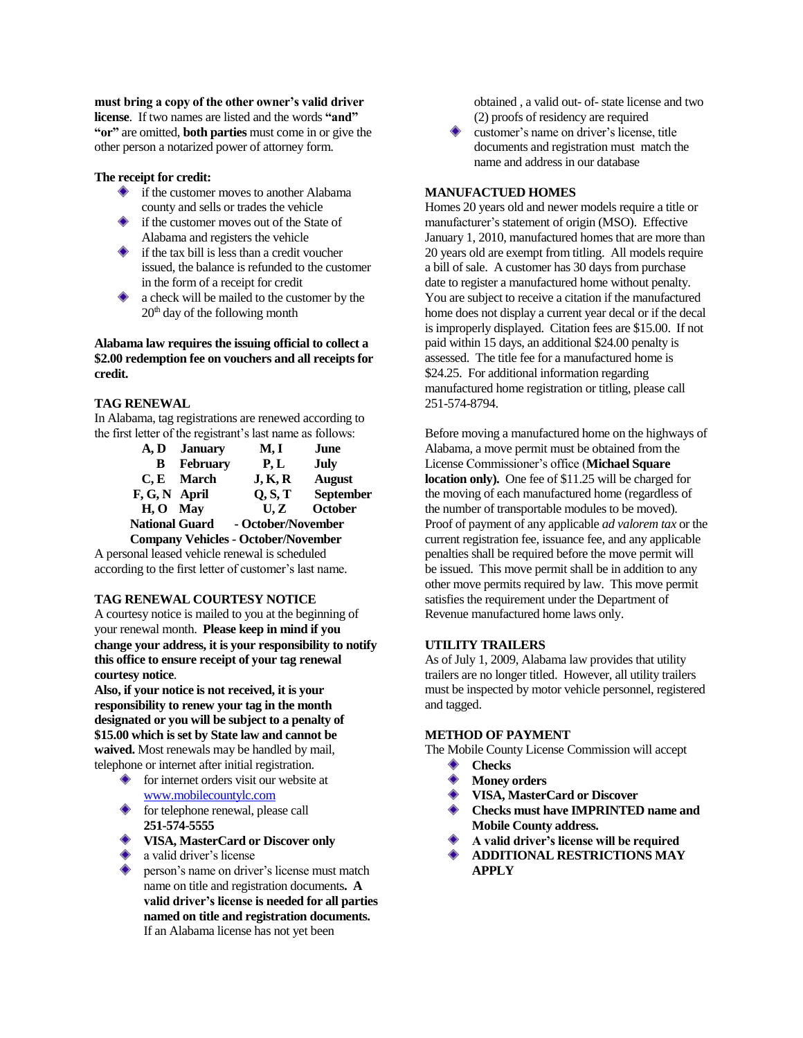must bring a copy of the other owner's valid driver license. If two names are listed and the words **"and" "or"** are omitted, **both parties** must come in or give the other person a notarized power of attorney form.

**The receipt for credit:**

- if the customer moves to another Alabama county and sells or trades the vehicle
- if the customer moves out of the State of Alabama and registers the vehicle
- if the tax bill is less than a credit voucher issued, the balance is refunded to the customer in the form of a receipt for credit
- a check will be mailed to the customer by the 20th day of the following month

**Alabama law requires the issuing official to collect a $2.00 redemption fee on vouchers and all receipts for credit.**

## TAG RENEWAL

In Alabama, tag registrations are renewed according to the first letter of the registrant's last name as follows:

| Letters | Month | Letters | Month |
|---|---|---|---|
| **A, D** | **January** | **M, I** | **June** |
| **B** | **February** | **P, L** | **July** |
| **C, E** | **March** | **J, K, R** | **August** |
| **F, G, N** | **April** | **Q, S, T** | **September** |
| **H, O** | **May** | **U, Z** | **October** |

**National Guard - October/November**
**Company Vehicles - October/November**

A personal leased vehicle renewal is scheduled according to the first letter of customer's last name.

## TAG RENEWAL COURTESY NOTICE

A courtesy notice is mailed to you at the beginning of your renewal month. **Please keep in mind if you change your address, it is your responsibility to notify this office to ensure receipt of your tag renewal courtesy notice**.

**Also, if your notice is not received, it is your responsibility to renew your tag in the month designated or you will be subject to a penalty of $15.00 which is set by State law and cannot be waived.** Most renewals may be handled by mail, telephone or internet after initial registration.

- for internet orders visit our website at www.mobilecountylc.com
- for telephone renewal, please call **251-574-5555**
- **VISA, MasterCard or Discover only**
- a valid driver's license
- person's name on driver's license must match name on title and registration documents**. A valid driver's license is needed for all parties named on title and registration documents.** If an Alabama license has not yet been obtained , a valid out- of- state license and two (2) proofs of residency are required
- customer's name on driver's license, title documents and registration must match the name and address in our database

## MANUFACTUED HOMES

Homes 20 years old and newer models require a title or manufacturer's statement of origin (MSO). Effective January 1, 2010, manufactured homes that are more than 20 years old are exempt from titling. All models require a bill of sale. A customer has 30 days from purchase date to register a manufactured home without penalty. You are subject to receive a citation if the manufactured home does not display a current year decal or if the decal is improperly displayed. Citation fees are $15.00. If not paid within 15 days, an additional $24.00 penalty is assessed. The title fee for a manufactured home is $24.25. For additional information regarding manufactured home registration or titling, please call 251-574-8794.

Before moving a manufactured home on the highways of Alabama, a move permit must be obtained from the License Commissioner's office (**Michael Square location only).** One fee of $11.25 will be charged for the moving of each manufactured home (regardless of the number of transportable modules to be moved). Proof of payment of any applicable *ad valorem tax* or the current registration fee, issuance fee, and any applicable penalties shall be required before the move permit will be issued. This move permit shall be in addition to any other move permits required by law. This move permit satisfies the requirement under the Department of Revenue manufactured home laws only.

## UTILITY TRAILERS

As of July 1, 2009, Alabama law provides that utility trailers are no longer titled. However, all utility trailers must be inspected by motor vehicle personnel, registered and tagged.

## METHOD OF PAYMENT

The Mobile County License Commission will accept

- **Checks**
- **Money orders**
- **VISA, MasterCard or Discover**
- **Checks must have IMPRINTED name and Mobile County address.**
- **A valid driver's license will be required**
- **ADDITIONAL RESTRICTIONS MAY APPLY**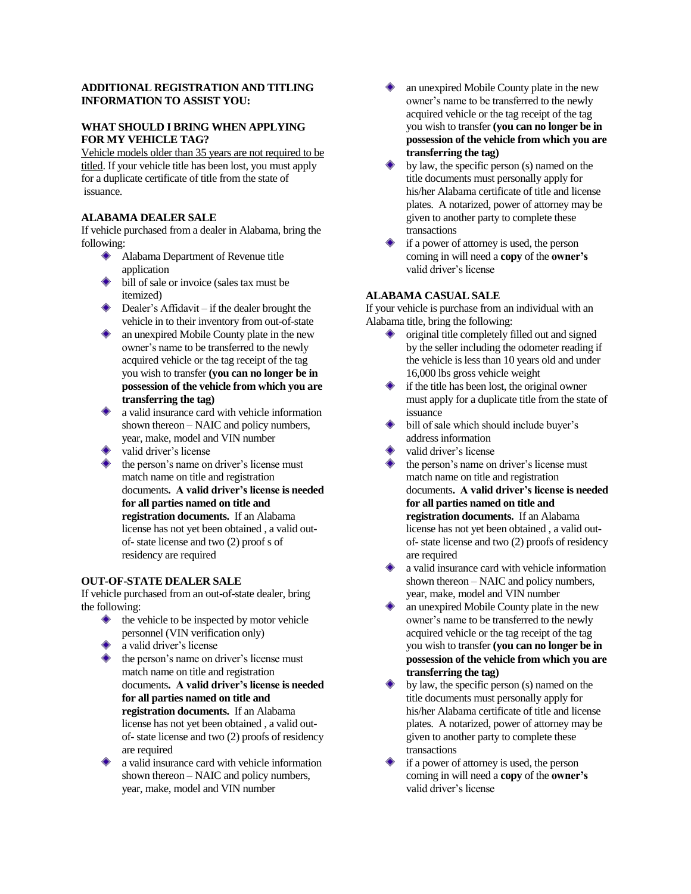**ADDITIONAL REGISTRATION AND TITLING INFORMATION TO ASSIST YOU:**

**WHAT SHOULD I BRING WHEN APPLYING FOR MY VEHICLE TAG?**

Vehicle models older than 35 years are not required to be titled. If your vehicle title has been lost, you must apply for a duplicate certificate of title from the state of issuance.

**ALABAMA DEALER SALE**

If vehicle purchased from a dealer in Alabama, bring the following:

- Alabama Department of Revenue title application
- bill of sale or invoice (sales tax must be itemized)
- Dealer's Affidavit – if the dealer brought the vehicle in to their inventory from out-of-state
- an unexpired Mobile County plate in the new owner's name to be transferred to the newly acquired vehicle or the tag receipt of the tag you wish to transfer **(you can no longer be in possession of the vehicle from which you are transferring the tag)**
- a valid insurance card with vehicle information shown thereon – NAIC and policy numbers, year, make, model and VIN number
- valid driver's license
- the person's name on driver's license must match name on title and registration documents**. A valid driver's license is needed for all parties named on title and registration documents.** If an Alabama license has not yet been obtained , a valid out-of- state license and two (2) proof s of residency are required

**OUT-OF-STATE DEALER SALE**

If vehicle purchased from an out-of-state dealer, bring the following:

- the vehicle to be inspected by motor vehicle personnel (VIN verification only)
- a valid driver's license
- the person's name on driver's license must match name on title and registration documents**. A valid driver's license is needed for all parties named on title and registration documents.** If an Alabama license has not yet been obtained , a valid out-of- state license and two (2) proofs of residency are required
- a valid insurance card with vehicle information shown thereon – NAIC and policy numbers, year, make, model and VIN number
- an unexpired Mobile County plate in the new owner's name to be transferred to the newly acquired vehicle or the tag receipt of the tag you wish to transfer **(you can no longer be in possession of the vehicle from which you are transferring the tag)**
- by law, the specific person (s) named on the title documents must personally apply for his/her Alabama certificate of title and license plates. A notarized, power of attorney may be given to another party to complete these transactions
- if a power of attorney is used, the person coming in will need a **copy** of the **owner's** valid driver's license

**ALABAMA CASUAL SALE**

If your vehicle is purchase from an individual with an Alabama title, bring the following:

- original title completely filled out and signed by the seller including the odometer reading if the vehicle is less than 10 years old and under 16,000 lbs gross vehicle weight
- if the title has been lost, the original owner must apply for a duplicate title from the state of issuance
- bill of sale which should include buyer's address information
- valid driver's license
- the person's name on driver's license must match name on title and registration documents**. A valid driver's license is needed for all parties named on title and registration documents.** If an Alabama license has not yet been obtained , a valid out-of- state license and two (2) proofs of residency are required
- a valid insurance card with vehicle information shown thereon – NAIC and policy numbers, year, make, model and VIN number
- an unexpired Mobile County plate in the new owner's name to be transferred to the newly acquired vehicle or the tag receipt of the tag you wish to transfer **(you can no longer be in possession of the vehicle from which you are transferring the tag)**
- by law, the specific person (s) named on the title documents must personally apply for his/her Alabama certificate of title and license plates. A notarized, power of attorney may be given to another party to complete these transactions
- if a power of attorney is used, the person coming in will need a **copy** of the **owner's** valid driver's license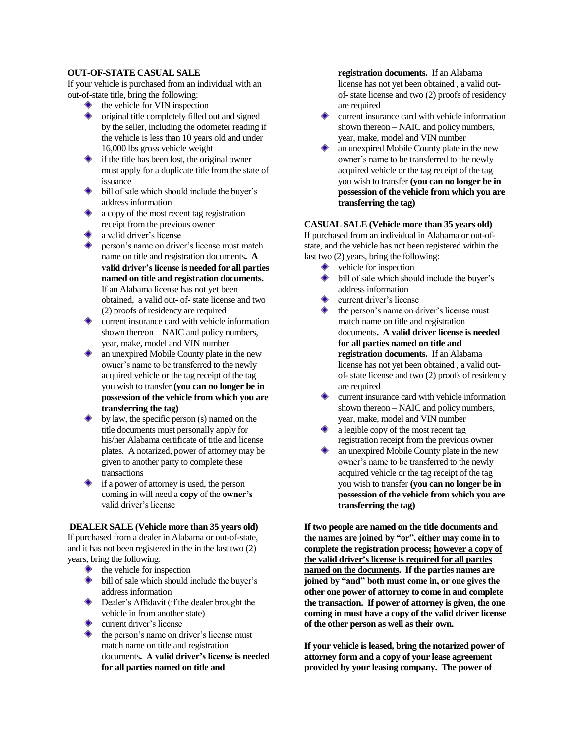**OUT-OF-STATE CASUAL SALE**

If your vehicle is purchased from an individual with an out-of-state title, bring the following:

- the vehicle for VIN inspection
- original title completely filled out and signed by the seller, including the odometer reading if the vehicle is less than 10 years old and under 16,000 lbs gross vehicle weight
- if the title has been lost, the original owner must apply for a duplicate title from the state of issuance
- bill of sale which should include the buyer's address information
- a copy of the most recent tag registration receipt from the previous owner
- a valid driver's license
- person's name on driver's license must match name on title and registration documents**. A valid driver's license is needed for all parties named on title and registration documents.** If an Alabama license has not yet been obtained, a valid out- of- state license and two (2) proofs of residency are required
- current insurance card with vehicle information shown thereon – NAIC and policy numbers, year, make, model and VIN number
- an unexpired Mobile County plate in the new owner's name to be transferred to the newly acquired vehicle or the tag receipt of the tag you wish to transfer **(you can no longer be in possession of the vehicle from which you are transferring the tag)**
- by law, the specific person (s) named on the title documents must personally apply for his/her Alabama certificate of title and license plates. A notarized, power of attorney may be given to another party to complete these transactions
- if a power of attorney is used, the person coming in will need a **copy** of the **owner's** valid driver's license

**DEALER SALE (Vehicle more than 35 years old)**

If purchased from a dealer in Alabama or out-of-state, and it has not been registered in the in the last two (2) years, bring the following:

- the vehicle for inspection
- bill of sale which should include the buyer's address information
- Dealer's Affidavit (if the dealer brought the vehicle in from another state)
- current driver's license
- the person's name on driver's license must match name on title and registration documents**. A valid driver's license is needed for all parties named on title and registration documents.** If an Alabama license has not yet been obtained , a valid out-of- state license and two (2) proofs of residency are required
- current insurance card with vehicle information shown thereon – NAIC and policy numbers, year, make, model and VIN number
- an unexpired Mobile County plate in the new owner's name to be transferred to the newly acquired vehicle or the tag receipt of the tag you wish to transfer **(you can no longer be in possession of the vehicle from which you are transferring the tag)**

**CASUAL SALE (Vehicle more than 35 years old)**

If purchased from an individual in Alabama or out-of-state, and the vehicle has not been registered within the last two (2) years, bring the following:

- vehicle for inspection
- bill of sale which should include the buyer's address information
- current driver's license
- the person's name on driver's license must match name on title and registration documents**. A valid driver license is needed for all parties named on title and registration documents.** If an Alabama license has not yet been obtained , a valid out-of- state license and two (2) proofs of residency are required
- current insurance card with vehicle information shown thereon – NAIC and policy numbers, year, make, model and VIN number
- a legible copy of the most recent tag registration receipt from the previous owner
- an unexpired Mobile County plate in the new owner's name to be transferred to the newly acquired vehicle or the tag receipt of the tag you wish to transfer **(you can no longer be in possession of the vehicle from which you are transferring the tag)**

**If two people are named on the title documents and the names are joined by "or", either may come in to complete the registration process; <u>however a copy of the valid driver's license is required for all parties named on the documents</u>. If the parties names are joined by "and" both must come in, or one gives the other one power of attorney to come in and complete the transaction. If power of attorney is given, the one coming in must have a copy of the valid driver license of the other person as well as their own.**

**If your vehicle is leased, bring the notarized power of attorney form and a copy of your lease agreement provided by your leasing company. The power of**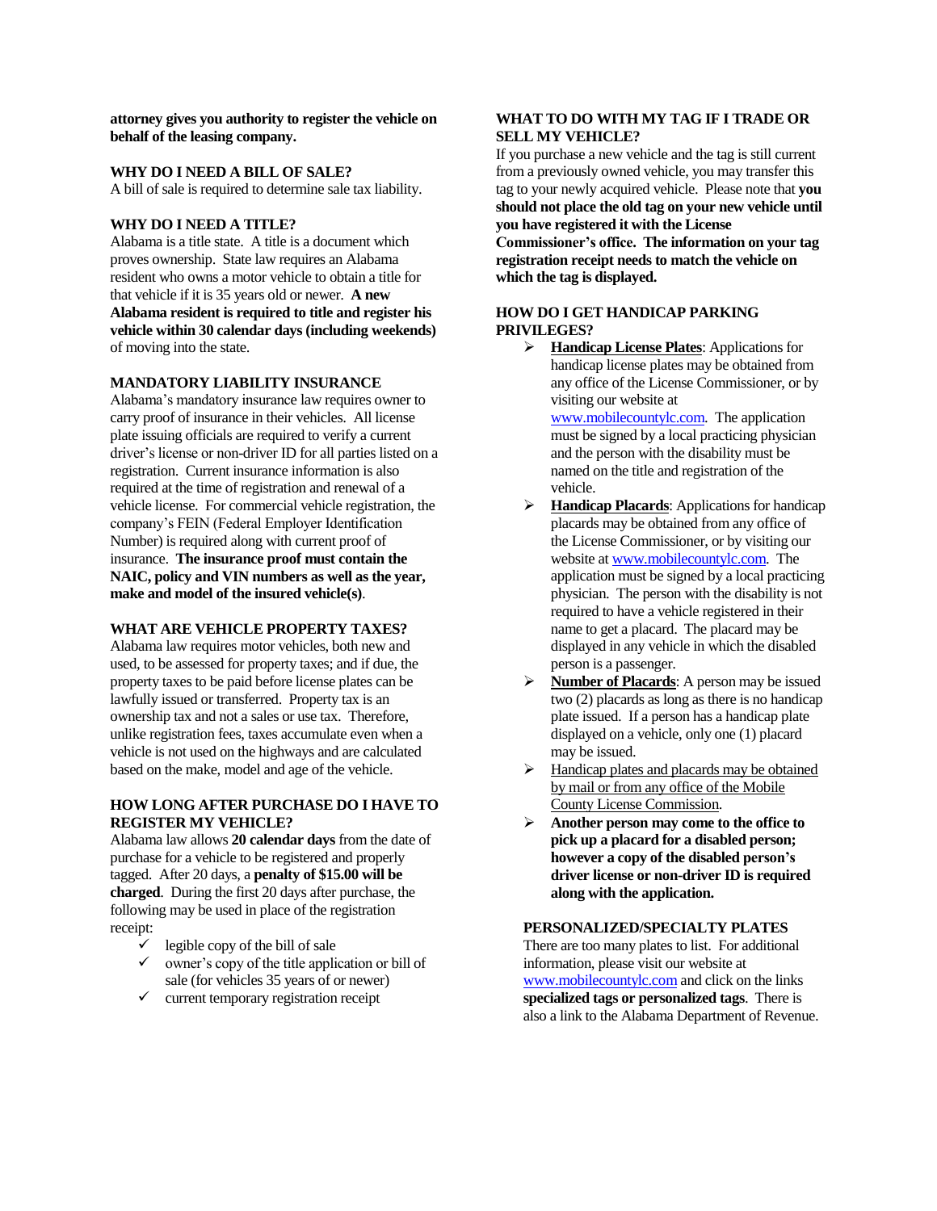**attorney gives you authority to register the vehicle on behalf of the leasing company.**

### WHY DO I NEED A BILL OF SALE?

A bill of sale is required to determine sale tax liability.

### WHY DO I NEED A TITLE?

Alabama is a title state. A title is a document which proves ownership. State law requires an Alabama resident who owns a motor vehicle to obtain a title for that vehicle if it is 35 years old or newer. **A new Alabama resident is required to title and register his vehicle within 30 calendar days (including weekends)** of moving into the state.

### MANDATORY LIABILITY INSURANCE

Alabama's mandatory insurance law requires owner to carry proof of insurance in their vehicles. All license plate issuing officials are required to verify a current driver's license or non-driver ID for all parties listed on a registration. Current insurance information is also required at the time of registration and renewal of a vehicle license. For commercial vehicle registration, the company's FEIN (Federal Employer Identification Number) is required along with current proof of insurance. **The insurance proof must contain the NAIC, policy and VIN numbers as well as the year, make and model of the insured vehicle(s)**.

### WHAT ARE VEHICLE PROPERTY TAXES?

Alabama law requires motor vehicles, both new and used, to be assessed for property taxes; and if due, the property taxes to be paid before license plates can be lawfully issued or transferred. Property tax is an ownership tax and not a sales or use tax. Therefore, unlike registration fees, taxes accumulate even when a vehicle is not used on the highways and are calculated based on the make, model and age of the vehicle.

### HOW LONG AFTER PURCHASE DO I HAVE TO REGISTER MY VEHICLE?

Alabama law allows **20 calendar days** from the date of purchase for a vehicle to be registered and properly tagged. After 20 days, a **penalty of $15.00 will be charged**. During the first 20 days after purchase, the following may be used in place of the registration receipt:

- ✓ legible copy of the bill of sale
- ✓ owner's copy of the title application or bill of sale (for vehicles 35 years of or newer)
- ✓ current temporary registration receipt

### WHAT TO DO WITH MY TAG IF I TRADE OR SELL MY VEHICLE?

If you purchase a new vehicle and the tag is still current from a previously owned vehicle, you may transfer this tag to your newly acquired vehicle. Please note that **you should not place the old tag on your new vehicle until you have registered it with the License Commissioner's office. The information on your tag registration receipt needs to match the vehicle on which the tag is displayed.**

### HOW DO I GET HANDICAP PARKING PRIVILEGES?

- **Handicap License Plates**: Applications for handicap license plates may be obtained from any office of the License Commissioner, or by visiting our website at www.mobilecountylc.com. The application must be signed by a local practicing physician and the person with the disability must be named on the title and registration of the vehicle.
- **Handicap Placards**: Applications for handicap placards may be obtained from any office of the License Commissioner, or by visiting our website at www.mobilecountylc.com. The application must be signed by a local practicing physician. The person with the disability is not required to have a vehicle registered in their name to get a placard. The placard may be displayed in any vehicle in which the disabled person is a passenger.
- **Number of Placards**: A person may be issued two (2) placards as long as there is no handicap plate issued. If a person has a handicap plate displayed on a vehicle, only one (1) placard may be issued.
- Handicap plates and placards may be obtained by mail or from any office of the Mobile County License Commission.
- **Another person may come to the office to pick up a placard for a disabled person; however a copy of the disabled person's driver license or non-driver ID is required along with the application.**

### PERSONALIZED/SPECIALTY PLATES

There are too many plates to list. For additional information, please visit our website at www.mobilecountylc.com and click on the links **specialized tags or personalized tags**. There is also a link to the Alabama Department of Revenue.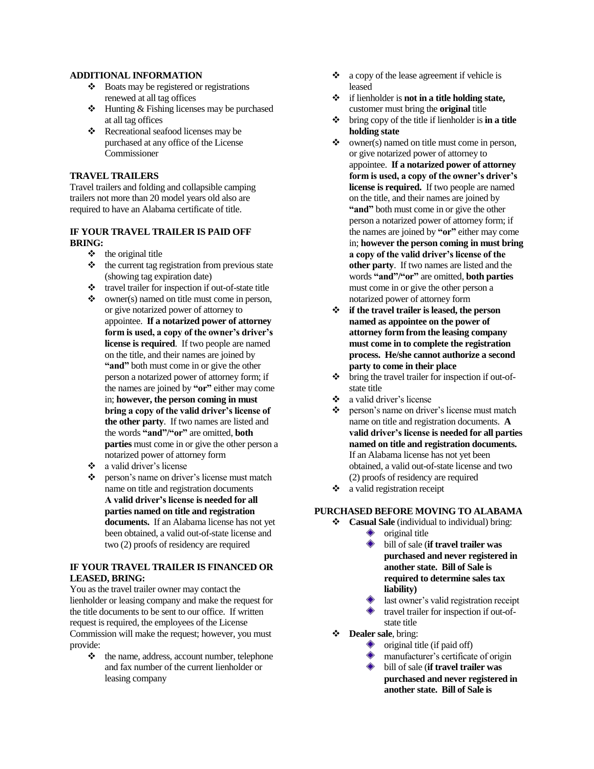### ADDITIONAL INFORMATION

- Boats may be registered or registrations renewed at all tag offices
- Hunting & Fishing licenses may be purchased at all tag offices
- Recreational seafood licenses may be purchased at any office of the License Commissioner

### TRAVEL TRAILERS

Travel trailers and folding and collapsible camping trailers not more than 20 model years old also are required to have an Alabama certificate of title.

### IF YOUR TRAVEL TRAILER IS PAID OFF BRING:

- the original title
- the current tag registration from previous state (showing tag expiration date)
- travel trailer for inspection if out-of-state title
- owner(s) named on title must come in person, or give notarized power of attorney to appointee. **If a notarized power of attorney form is used, a copy of the owner's driver's license is required**. If two people are named on the title, and their names are joined by **"and"** both must come in or give the other person a notarized power of attorney form; if the names are joined by **"or"** either may come in; **however, the person coming in must bring a copy of the valid driver's license of the other party**. If two names are listed and the words **"and"/"or"** are omitted, **both parties** must come in or give the other person a notarized power of attorney form
- a valid driver's license
- person's name on driver's license must match name on title and registration documents **A valid driver's license is needed for all parties named on title and registration documents.** If an Alabama license has not yet been obtained, a valid out-of-state license and two (2) proofs of residency are required

### IF YOUR TRAVEL TRAILER IS FINANCED OR LEASED, BRING:

You as the travel trailer owner may contact the lienholder or leasing company and make the request for the title documents to be sent to our office. If written request is required, the employees of the License Commission will make the request; however, you must provide:

- the name, address, account number, telephone and fax number of the current lienholder or leasing company
- a copy of the lease agreement if vehicle is leased
- if lienholder is **not in a title holding state,** customer must bring the **original** title
- bring copy of the title if lienholder is **in a title holding state**
- owner(s) named on title must come in person, or give notarized power of attorney to appointee. **If a notarized power of attorney form is used, a copy of the owner's driver's license is required.** If two people are named on the title, and their names are joined by **"and"** both must come in or give the other person a notarized power of attorney form; if the names are joined by **"or"** either may come in; **however the person coming in must bring a copy of the valid driver's license of the other party**. If two names are listed and the words **"and"/"or"** are omitted, **both parties** must come in or give the other person a notarized power of attorney form
- **if the travel trailer is leased, the person named as appointee on the power of attorney form from the leasing company must come in to complete the registration process. He/she cannot authorize a second party to come in their place**
- bring the travel trailer for inspection if out-of-state title
- a valid driver's license
- person's name on driver's license must match name on title and registration documents. **A valid driver's license is needed for all parties named on title and registration documents.** If an Alabama license has not yet been obtained, a valid out-of-state license and two (2) proofs of residency are required
- a valid registration receipt

### PURCHASED BEFORE MOVING TO ALABAMA

- **Casual Sale** (individual to individual) bring:
  - original title
  - bill of sale (**if travel trailer was purchased and never registered in another state. Bill of Sale is required to determine sales tax liability)**
  - last owner's valid registration receipt
  - travel trailer for inspection if out-of-state title
- **Dealer sale**, bring:
  - original title (if paid off)
  - manufacturer's certificate of origin
  - bill of sale (**if travel trailer was purchased and never registered in another state. Bill of Sale is**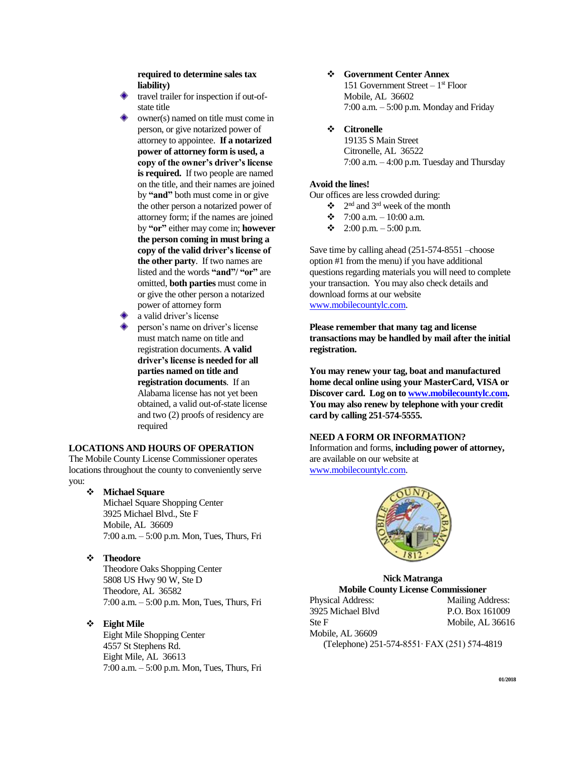**required to determine sales tax liability)**

- travel trailer for inspection if out-of-state title
- owner(s) named on title must come in person, or give notarized power of attorney to appointee. **If a notarized power of attorney form is used, a copy of the owner's driver's license is required.** If two people are named on the title, and their names are joined by **"and"** both must come in or give the other person a notarized power of attorney form; if the names are joined by **"or"** either may come in; **however the person coming in must bring a copy of the valid driver's license of the other party**. If two names are listed and the words **"and"/ "or"** are omitted, **both parties** must come in or give the other person a notarized power of attorney form
- a valid driver's license
- person's name on driver's license must match name on title and registration documents. **A valid driver's license is needed for all parties named on title and registration documents**. If an Alabama license has not yet been obtained, a valid out-of-state license and two (2) proofs of residency are required

**LOCATIONS AND HOURS OF OPERATION**

The Mobile County License Commissioner operates locations throughout the county to conveniently serve you:

- **Michael Square**
  Michael Square Shopping Center
  3925 Michael Blvd., Ste F
  Mobile, AL 36609
  7:00 a.m. – 5:00 p.m. Mon, Tues, Thurs, Fri

- **Theodore**
  Theodore Oaks Shopping Center
  5808 US Hwy 90 W, Ste D
  Theodore, AL 36582
  7:00 a.m. – 5:00 p.m. Mon, Tues, Thurs, Fri

- **Eight Mile**
  Eight Mile Shopping Center
  4557 St Stephens Rd.
  Eight Mile, AL 36613
  7:00 a.m. – 5:00 p.m. Mon, Tues, Thurs, Fri

- **Government Center Annex**
  151 Government Street – 1st Floor
  Mobile, AL 36602
  7:00 a.m. – 5:00 p.m. Monday and Friday

- **Citronelle**
  19135 S Main Street
  Citronelle, AL 36522
  7:00 a.m. – 4:00 p.m. Tuesday and Thursday

**Avoid the lines!**

Our offices are less crowded during:

- 2nd and 3rd week of the month
- 7:00 a.m. – 10:00 a.m.
- 2:00 p.m. – 5:00 p.m.

Save time by calling ahead (251-574-8551 –choose option #1 from the menu) if you have additional questions regarding materials you will need to complete your transaction. You may also check details and download forms at our website www.mobilecountylc.com.

**Please remember that many tag and license transactions may be handled by mail after the initial registration.**

**You may renew your tag, boat and manufactured home decal online using your MasterCard, VISA or Discover card. Log on to www.mobilecountylc.com. You may also renew by telephone with your credit card by calling 251-574-5555.**

**NEED A FORM OR INFORMATION?**

Information and forms, **including power of attorney,** are available on our website at www.mobilecountylc.com.

**Nick Matranga**
**Mobile County License Commissioner**

Physical Address:
3925 Michael Blvd
Ste F
Mobile, AL 36609

Mailing Address:
P.O. Box 161009
Mobile, AL 36616

(Telephone) 251-574-8551· FAX (251) 574-4819

01/2018